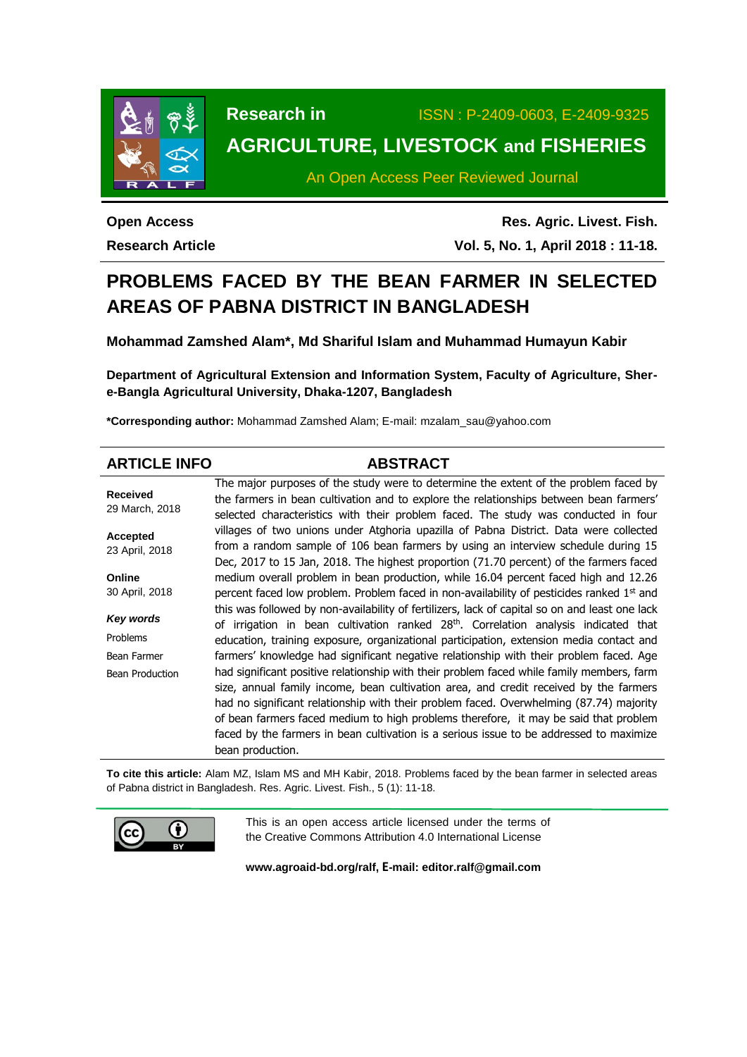**Research in**

**AGRICULTURE, LIVESTOCK and FISHERIES**

ISSN : P-2409-0603, E-2409-9325

An Open Access Peer Reviewed Journal

**Open Access**

**Research Article**

# PROBLEMS FACED BY THE BEAN FARMER IN SELECTED AREAS OF PABNA DISTRICT IN BANGLADESH

**Mohammad Zamshed Alam\*, Md Shariful Islam and Muhammad Humayun Kabir**

**Department of Agricultural Extension and Information System, Faculty of Agriculture, Sher-e-Bangla Agricultural University, Dhaka-1207, Bangladesh**

**\*Corresponding author:** Mohammad Zamshed Alam; E-mail: mzalam_sau@yahoo.com

## ARTICLE INFO

**Received**
29 March, 2018

**Accepted**
23 April, 2018

**Online**
30 April, 2018

***Key words***

Problems

Bean Farmer

Bean Production

## ABSTRACT

The major purposes of the study were to determine the extent of the problem faced by the farmers in bean cultivation and to explore the relationships between bean farmers' selected characteristics with their problem faced. The study was conducted in four villages of two unions under Atghoria upazilla of Pabna District. Data were collected from a random sample of 106 bean farmers by using an interview schedule during 15 Dec, 2017 to 15 Jan, 2018. The highest proportion (71.70 percent) of the farmers faced medium overall problem in bean production, while 16.04 percent faced high and 12.26 percent faced low problem. Problem faced in non-availability of pesticides ranked 1st and this was followed by non-availability of fertilizers, lack of capital so on and least one lack of irrigation in bean cultivation ranked 28th. Correlation analysis indicated that education, training exposure, organizational participation, extension media contact and farmers' knowledge had significant negative relationship with their problem faced. Age had significant positive relationship with their problem faced while family members, farm size, annual family income, bean cultivation area, and credit received by the farmers had no significant relationship with their problem faced. Overwhelming (87.74) majority of bean farmers faced medium to high problems therefore, it may be said that problem faced by the farmers in bean cultivation is a serious issue to be addressed to maximize bean production.

**To cite this article:** Alam MZ, Islam MS and MH Kabir, 2018. Problems faced by the bean farmer in selected areas of Pabna district in Bangladesh. Res. Agric. Livest. Fish., 5 (1): 11-18.

This is an open access article licensed under the terms of the Creative Commons Attribution 4.0 International License

**www.agroaid-bd.org/ralf, E-mail: editor.ralf@gmail.com**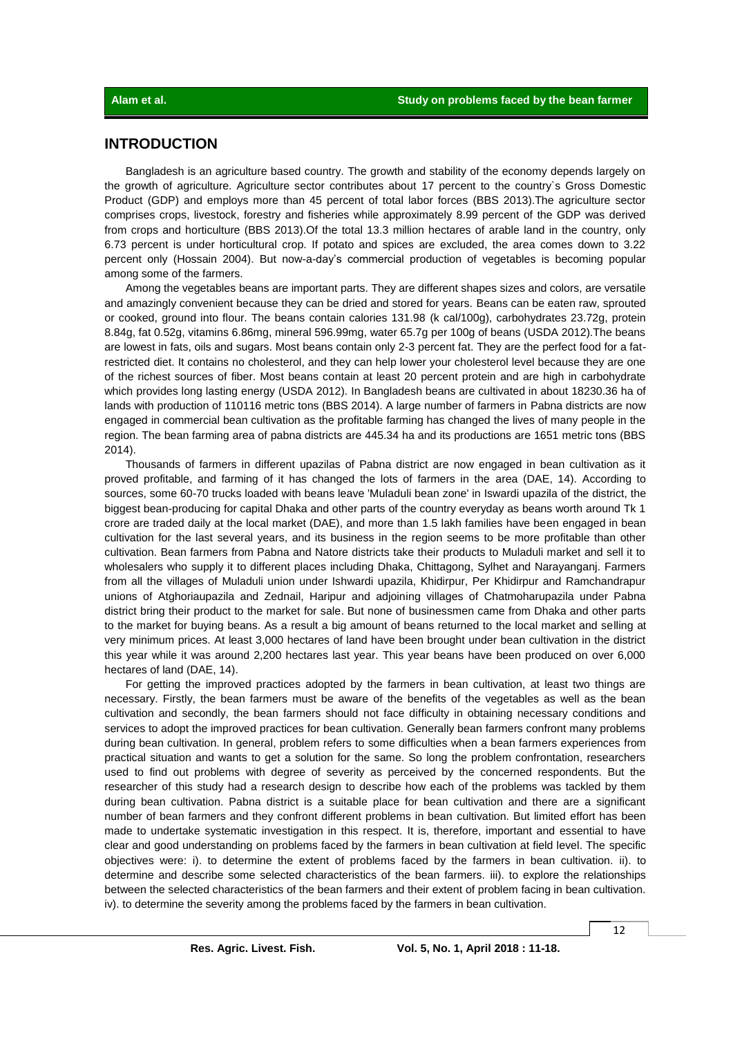## INTRODUCTION

Bangladesh is an agriculture based country. The growth and stability of the economy depends largely on the growth of agriculture. Agriculture sector contributes about 17 percent to the country`s Gross Domestic Product (GDP) and employs more than 45 percent of total labor forces (BBS 2013).The agriculture sector comprises crops, livestock, forestry and fisheries while approximately 8.99 percent of the GDP was derived from crops and horticulture (BBS 2013).Of the total 13.3 million hectares of arable land in the country, only 6.73 percent is under horticultural crop. If potato and spices are excluded, the area comes down to 3.22 percent only (Hossain 2004). But now-a-day's commercial production of vegetables is becoming popular among some of the farmers.

Among the vegetables beans are important parts. They are different shapes sizes and colors, are versatile and amazingly convenient because they can be dried and stored for years. Beans can be eaten raw, sprouted or cooked, ground into flour. The beans contain calories 131.98 (k cal/100g), carbohydrates 23.72g, protein 8.84g, fat 0.52g, vitamins 6.86mg, mineral 596.99mg, water 65.7g per 100g of beans (USDA 2012).The beans are lowest in fats, oils and sugars. Most beans contain only 2-3 percent fat. They are the perfect food for a fat-restricted diet. It contains no cholesterol, and they can help lower your cholesterol level because they are one of the richest sources of fiber. Most beans contain at least 20 percent protein and are high in carbohydrate which provides long lasting energy (USDA 2012). In Bangladesh beans are cultivated in about 18230.36 ha of lands with production of 110116 metric tons (BBS 2014). A large number of farmers in Pabna districts are now engaged in commercial bean cultivation as the profitable farming has changed the lives of many people in the region. The bean farming area of pabna districts are 445.34 ha and its productions are 1651 metric tons (BBS 2014).

Thousands of farmers in different upazilas of Pabna district are now engaged in bean cultivation as it proved profitable, and farming of it has changed the lots of farmers in the area (DAE, 14). According to sources, some 60-70 trucks loaded with beans leave 'Muladuli bean zone' in Iswardi upazila of the district, the biggest bean-producing for capital Dhaka and other parts of the country everyday as beans worth around Tk 1 crore are traded daily at the local market (DAE), and more than 1.5 lakh families have been engaged in bean cultivation for the last several years, and its business in the region seems to be more profitable than other cultivation. Bean farmers from Pabna and Natore districts take their products to Muladuli market and sell it to wholesalers who supply it to different places including Dhaka, Chittagong, Sylhet and Narayanganj. Farmers from all the villages of Muladuli union under Ishwardi upazila, Khidirpur, Per Khidirpur and Ramchandrapur unions of Atghoriaupazila and Zednail, Haripur and adjoining villages of Chatmoharupazila under Pabna district bring their product to the market for sale. But none of businessmen came from Dhaka and other parts to the market for buying beans. As a result a big amount of beans returned to the local market and selling at very minimum prices. At least 3,000 hectares of land have been brought under bean cultivation in the district this year while it was around 2,200 hectares last year. This year beans have been produced on over 6,000 hectares of land (DAE, 14).

For getting the improved practices adopted by the farmers in bean cultivation, at least two things are necessary. Firstly, the bean farmers must be aware of the benefits of the vegetables as well as the bean cultivation and secondly, the bean farmers should not face difficulty in obtaining necessary conditions and services to adopt the improved practices for bean cultivation. Generally bean farmers confront many problems during bean cultivation. In general, problem refers to some difficulties when a bean farmers experiences from practical situation and wants to get a solution for the same. So long the problem confrontation, researchers used to find out problems with degree of severity as perceived by the concerned respondents. But the researcher of this study had a research design to describe how each of the problems was tackled by them during bean cultivation. Pabna district is a suitable place for bean cultivation and there are a significant number of bean farmers and they confront different problems in bean cultivation. But limited effort has been made to undertake systematic investigation in this respect. It is, therefore, important and essential to have clear and good understanding on problems faced by the farmers in bean cultivation at field level. The specific objectives were: i). to determine the extent of problems faced by the farmers in bean cultivation. ii). to determine and describe some selected characteristics of the bean farmers. iii). to explore the relationships between the selected characteristics of the bean farmers and their extent of problem facing in bean cultivation. iv). to determine the severity among the problems faced by the farmers in bean cultivation.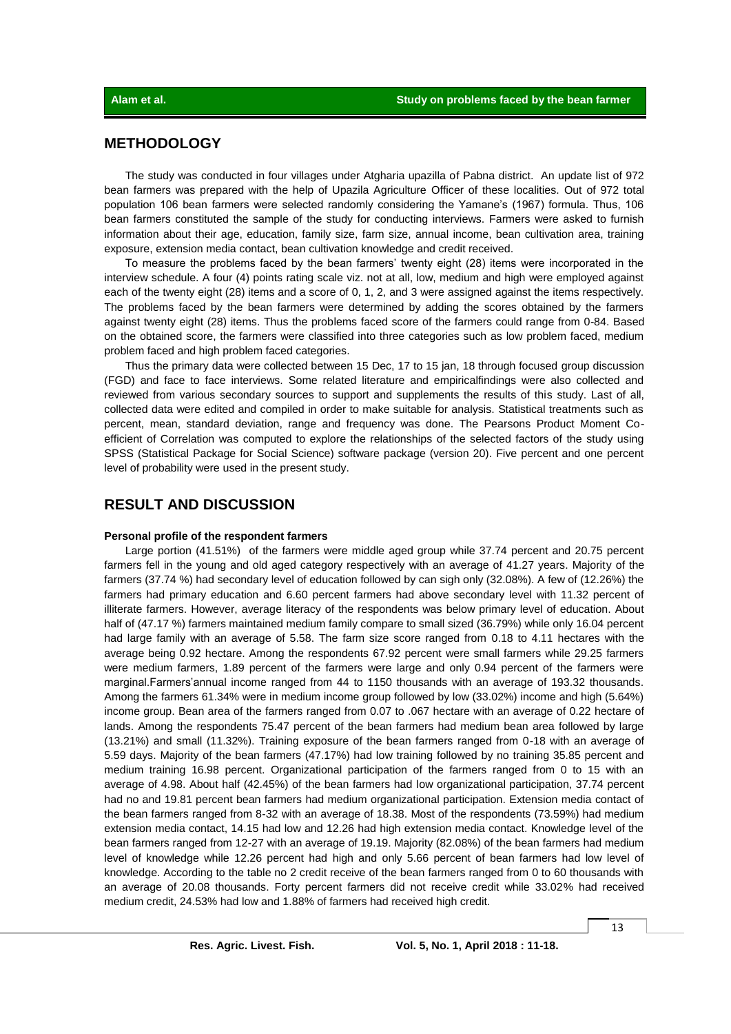## METHODOLOGY

The study was conducted in four villages under Atgharia upazilla of Pabna district. An update list of 972 bean farmers was prepared with the help of Upazila Agriculture Officer of these localities. Out of 972 total population 106 bean farmers were selected randomly considering the Yamane's (1967) formula. Thus, 106 bean farmers constituted the sample of the study for conducting interviews. Farmers were asked to furnish information about their age, education, family size, farm size, annual income, bean cultivation area, training exposure, extension media contact, bean cultivation knowledge and credit received.

To measure the problems faced by the bean farmers' twenty eight (28) items were incorporated in the interview schedule. A four (4) points rating scale viz. not at all, low, medium and high were employed against each of the twenty eight (28) items and a score of 0, 1, 2, and 3 were assigned against the items respectively. The problems faced by the bean farmers were determined by adding the scores obtained by the farmers against twenty eight (28) items. Thus the problems faced score of the farmers could range from 0-84. Based on the obtained score, the farmers were classified into three categories such as low problem faced, medium problem faced and high problem faced categories.

Thus the primary data were collected between 15 Dec, 17 to 15 jan, 18 through focused group discussion (FGD) and face to face interviews. Some related literature and empiricalfindings were also collected and reviewed from various secondary sources to support and supplements the results of this study. Last of all, collected data were edited and compiled in order to make suitable for analysis. Statistical treatments such as percent, mean, standard deviation, range and frequency was done. The Pearsons Product Moment Co-efficient of Correlation was computed to explore the relationships of the selected factors of the study using SPSS (Statistical Package for Social Science) software package (version 20). Five percent and one percent level of probability were used in the present study.

## RESULT AND DISCUSSION

### Personal profile of the respondent farmers

Large portion (41.51%) of the farmers were middle aged group while 37.74 percent and 20.75 percent farmers fell in the young and old aged category respectively with an average of 41.27 years. Majority of the farmers (37.74 %) had secondary level of education followed by can sigh only (32.08%). A few of (12.26%) the farmers had primary education and 6.60 percent farmers had above secondary level with 11.32 percent of illiterate farmers. However, average literacy of the respondents was below primary level of education. About half of (47.17 %) farmers maintained medium family compare to small sized (36.79%) while only 16.04 percent had large family with an average of 5.58. The farm size score ranged from 0.18 to 4.11 hectares with the average being 0.92 hectare. Among the respondents 67.92 percent were small farmers while 29.25 farmers were medium farmers, 1.89 percent of the farmers were large and only 0.94 percent of the farmers were marginal.Farmers'annual income ranged from 44 to 1150 thousands with an average of 193.32 thousands. Among the farmers 61.34% were in medium income group followed by low (33.02%) income and high (5.64%) income group. Bean area of the farmers ranged from 0.07 to .067 hectare with an average of 0.22 hectare of lands. Among the respondents 75.47 percent of the bean farmers had medium bean area followed by large (13.21%) and small (11.32%). Training exposure of the bean farmers ranged from 0-18 with an average of 5.59 days. Majority of the bean farmers (47.17%) had low training followed by no training 35.85 percent and medium training 16.98 percent. Organizational participation of the farmers ranged from 0 to 15 with an average of 4.98. About half (42.45%) of the bean farmers had low organizational participation, 37.74 percent had no and 19.81 percent bean farmers had medium organizational participation. Extension media contact of the bean farmers ranged from 8-32 with an average of 18.38. Most of the respondents (73.59%) had medium extension media contact, 14.15 had low and 12.26 had high extension media contact. Knowledge level of the bean farmers ranged from 12-27 with an average of 19.19. Majority (82.08%) of the bean farmers had medium level of knowledge while 12.26 percent had high and only 5.66 percent of bean farmers had low level of knowledge. According to the table no 2 credit receive of the bean farmers ranged from 0 to 60 thousands with an average of 20.08 thousands. Forty percent farmers did not receive credit while 33.02% had received medium credit, 24.53% had low and 1.88% of farmers had received high credit.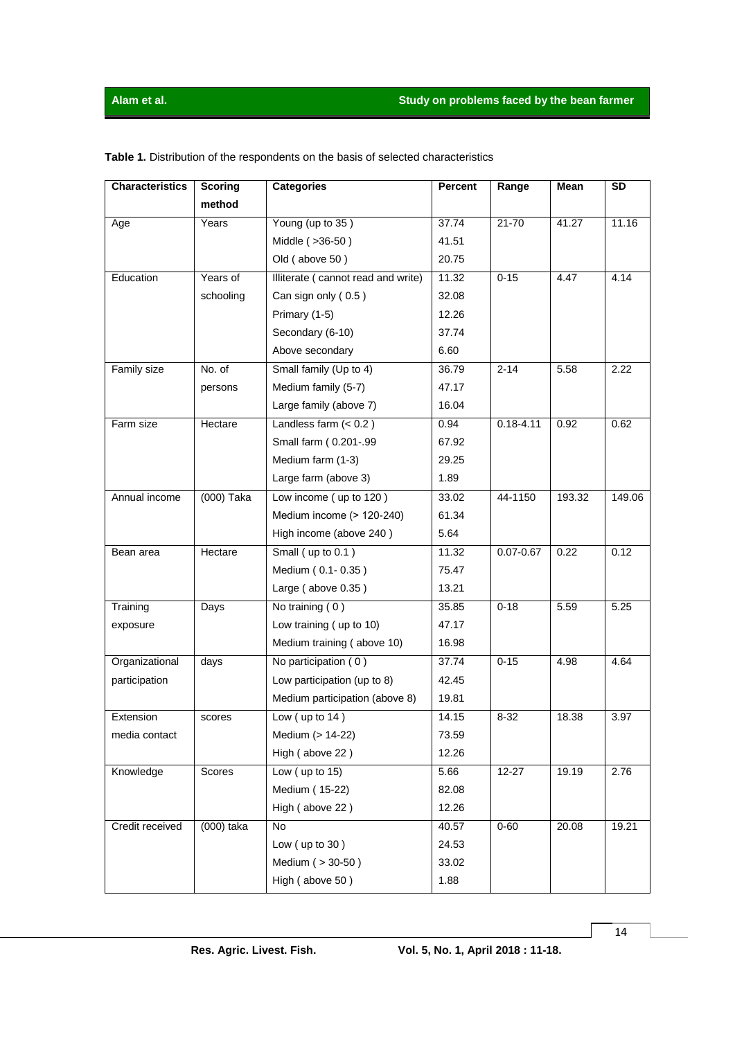**Table 1.** Distribution of the respondents on the basis of selected characteristics

| Characteristics | Scoring method | Categories | Percent | Range | Mean | SD |
|---|---|---|---|---|---|---|
| Age | Years | Young (up to 35 ) | 37.74 | 21-70 | 41.27 | 11.16 |
| | | Middle ( >36-50 ) | 41.51 | | | |
| | | Old ( above 50 ) | 20.75 | | | |
| Education | Years of schooling | Illiterate ( cannot read and write) | 11.32 | 0-15 | 4.47 | 4.14 |
| | | Can sign only ( 0.5 ) | 32.08 | | | |
| | | Primary (1-5) | 12.26 | | | |
| | | Secondary (6-10) | 37.74 | | | |
| | | Above secondary | 6.60 | | | |
| Family size | No. of persons | Small family (Up to 4) | 36.79 | 2-14 | 5.58 | 2.22 |
| | | Medium family (5-7) | 47.17 | | | |
| | | Large family (above 7) | 16.04 | | | |
| Farm size | Hectare | Landless farm (< 0.2 ) | 0.94 | 0.18-4.11 | 0.92 | 0.62 |
| | | Small farm ( 0.201-.99 | 67.92 | | | |
| | | Medium farm (1-3) | 29.25 | | | |
| | | Large farm (above 3) | 1.89 | | | |
| Annual income | (000) Taka | Low income ( up to 120 ) | 33.02 | 44-1150 | 193.32 | 149.06 |
| | | Medium income (> 120-240) | 61.34 | | | |
| | | High income (above 240 ) | 5.64 | | | |
| Bean area | Hectare | Small ( up to 0.1 ) | 11.32 | 0.07-0.67 | 0.22 | 0.12 |
| | | Medium ( 0.1- 0.35 ) | 75.47 | | | |
| | | Large ( above 0.35 ) | 13.21 | | | |
| Training exposure | Days | No training ( 0 ) | 35.85 | 0-18 | 5.59 | 5.25 |
| | | Low training ( up to 10) | 47.17 | | | |
| | | Medium training ( above 10) | 16.98 | | | |
| Organizational participation | days | No participation ( 0 ) | 37.74 | 0-15 | 4.98 | 4.64 |
| | | Low participation (up to 8) | 42.45 | | | |
| | | Medium participation (above 8) | 19.81 | | | |
| Extension media contact | scores | Low ( up to 14 ) | 14.15 | 8-32 | 18.38 | 3.97 |
| | | Medium (> 14-22) | 73.59 | | | |
| | | High ( above 22 ) | 12.26 | | | |
| Knowledge | Scores | Low ( up to 15) | 5.66 | 12-27 | 19.19 | 2.76 |
| | | Medium ( 15-22) | 82.08 | | | |
| | | High ( above 22 ) | 12.26 | | | |
| Credit received | (000) taka | No | 40.57 | 0-60 | 20.08 | 19.21 |
| | | Low ( up to 30 ) | 24.53 | | | |
| | | Medium ( > 30-50 ) | 33.02 | | | |
| | | High ( above 50 ) | 1.88 | | | |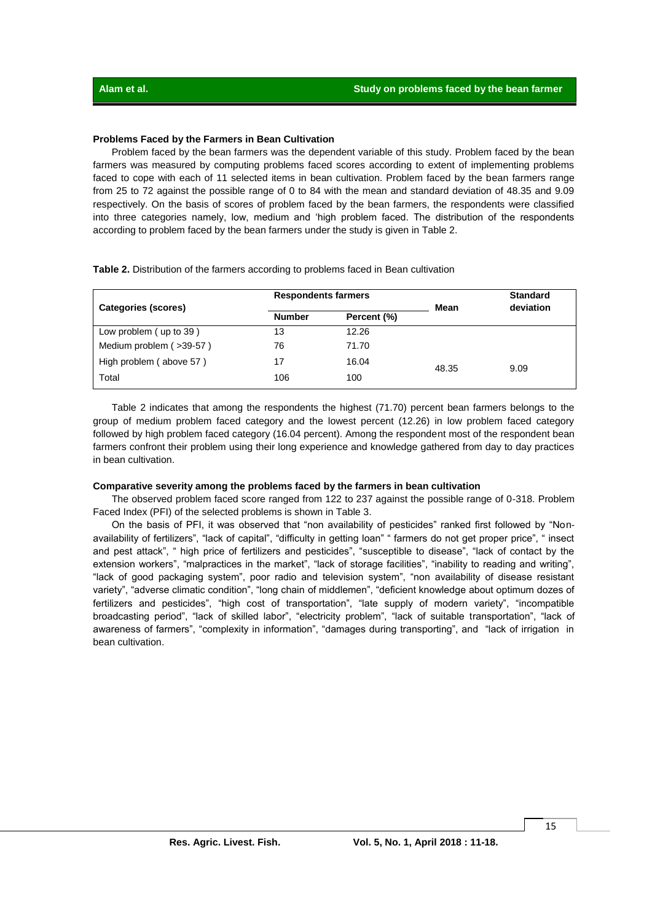**Problems Faced by the Farmers in Bean Cultivation**

Problem faced by the bean farmers was the dependent variable of this study. Problem faced by the bean farmers was measured by computing problems faced scores according to extent of implementing problems faced to cope with each of 11 selected items in bean cultivation. Problem faced by the bean farmers range from 25 to 72 against the possible range of 0 to 84 with the mean and standard deviation of 48.35 and 9.09 respectively. On the basis of scores of problem faced by the bean farmers, the respondents were classified into three categories namely, low, medium and 'high problem faced. The distribution of the respondents according to problem faced by the bean farmers under the study is given in Table 2.

**Table 2.** Distribution of the farmers according to problems faced in Bean cultivation

| Categories (scores) | Respondents farmers | | Mean | Standard deviation |
|---|---|---|---|---|
| | Number | Percent (%) | | |
| Low problem ( up to 39 ) | 13 | 12.26 | 48.35 | 9.09 |
| Medium problem ( >39-57 ) | 76 | 71.70 | | |
| High problem ( above 57 ) | 17 | 16.04 | | |
| Total | 106 | 100 | | |

Table 2 indicates that among the respondents the highest (71.70) percent bean farmers belongs to the group of medium problem faced category and the lowest percent (12.26) in low problem faced category followed by high problem faced category (16.04 percent). Among the respondent most of the respondent bean farmers confront their problem using their long experience and knowledge gathered from day to day practices in bean cultivation.

**Comparative severity among the problems faced by the farmers in bean cultivation**

The observed problem faced score ranged from 122 to 237 against the possible range of 0-318. Problem Faced Index (PFI) of the selected problems is shown in Table 3.

On the basis of PFI, it was observed that "non availability of pesticides" ranked first followed by "Non-availability of fertilizers", "lack of capital", "difficulty in getting loan" " farmers do not get proper price", " insect and pest attack", " high price of fertilizers and pesticides", "susceptible to disease", "lack of contact by the extension workers", "malpractices in the market", "lack of storage facilities", "inability to reading and writing", "lack of good packaging system", poor radio and television system", "non availability of disease resistant variety", "adverse climatic condition", "long chain of middlemen", "deficient knowledge about optimum dozes of fertilizers and pesticides", "high cost of transportation", "late supply of modern variety", "incompatible broadcasting period", "lack of skilled labor", "electricity problem", "lack of suitable transportation", "lack of awareness of farmers", "complexity in information", "damages during transporting", and "lack of irrigation in bean cultivation.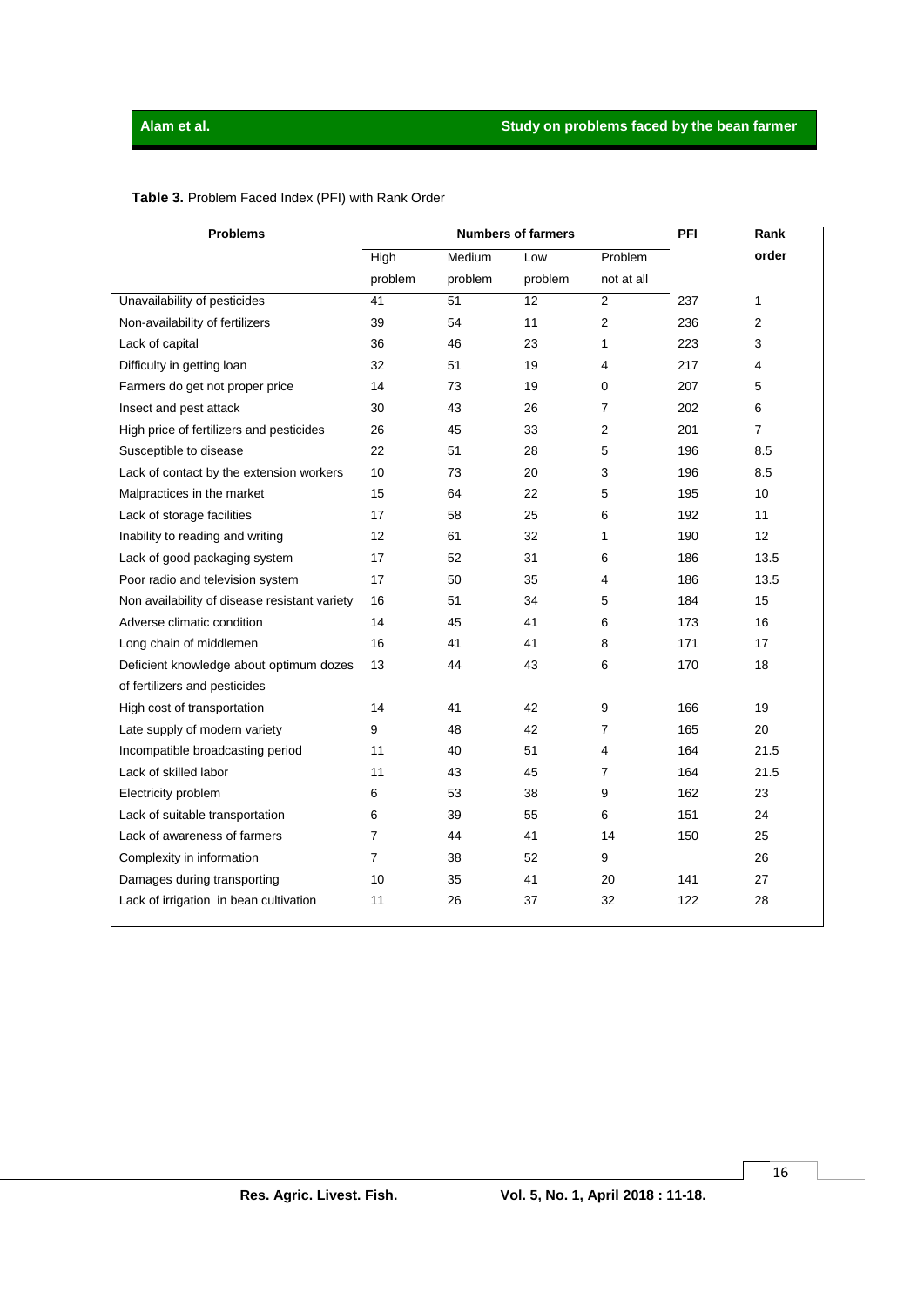**Table 3.** Problem Faced Index (PFI) with Rank Order

| Problems | Numbers of farmers | | | | PFI | Rank order |
|---|---|---|---|---|---|---|
| | High problem | Medium problem | Low problem | Problem not at all | | |
| Unavailability of pesticides | 41 | 51 | 12 | 2 | 237 | 1 |
| Non-availability of fertilizers | 39 | 54 | 11 | 2 | 236 | 2 |
| Lack of capital | 36 | 46 | 23 | 1 | 223 | 3 |
| Difficulty in getting loan | 32 | 51 | 19 | 4 | 217 | 4 |
| Farmers do get not proper price | 14 | 73 | 19 | 0 | 207 | 5 |
| Insect and pest attack | 30 | 43 | 26 | 7 | 202 | 6 |
| High price of fertilizers and pesticides | 26 | 45 | 33 | 2 | 201 | 7 |
| Susceptible to disease | 22 | 51 | 28 | 5 | 196 | 8.5 |
| Lack of contact by the extension workers | 10 | 73 | 20 | 3 | 196 | 8.5 |
| Malpractices in the market | 15 | 64 | 22 | 5 | 195 | 10 |
| Lack of storage facilities | 17 | 58 | 25 | 6 | 192 | 11 |
| Inability to reading and writing | 12 | 61 | 32 | 1 | 190 | 12 |
| Lack of good packaging system | 17 | 52 | 31 | 6 | 186 | 13.5 |
| Poor radio and television system | 17 | 50 | 35 | 4 | 186 | 13.5 |
| Non availability of disease resistant variety | 16 | 51 | 34 | 5 | 184 | 15 |
| Adverse climatic condition | 14 | 45 | 41 | 6 | 173 | 16 |
| Long chain of middlemen | 16 | 41 | 41 | 8 | 171 | 17 |
| Deficient knowledge about optimum dozes of fertilizers and pesticides | 13 | 44 | 43 | 6 | 170 | 18 |
| High cost of transportation | 14 | 41 | 42 | 9 | 166 | 19 |
| Late supply of modern variety | 9 | 48 | 42 | 7 | 165 | 20 |
| Incompatible broadcasting period | 11 | 40 | 51 | 4 | 164 | 21.5 |
| Lack of skilled labor | 11 | 43 | 45 | 7 | 164 | 21.5 |
| Electricity problem | 6 | 53 | 38 | 9 | 162 | 23 |
| Lack of suitable transportation | 6 | 39 | 55 | 6 | 151 | 24 |
| Lack of awareness of farmers | 7 | 44 | 41 | 14 | 150 | 25 |
| Complexity in information | 7 | 38 | 52 | 9 | | 26 |
| Damages during transporting | 10 | 35 | 41 | 20 | 141 | 27 |
| Lack of irrigation in bean cultivation | 11 | 26 | 37 | 32 | 122 | 28 |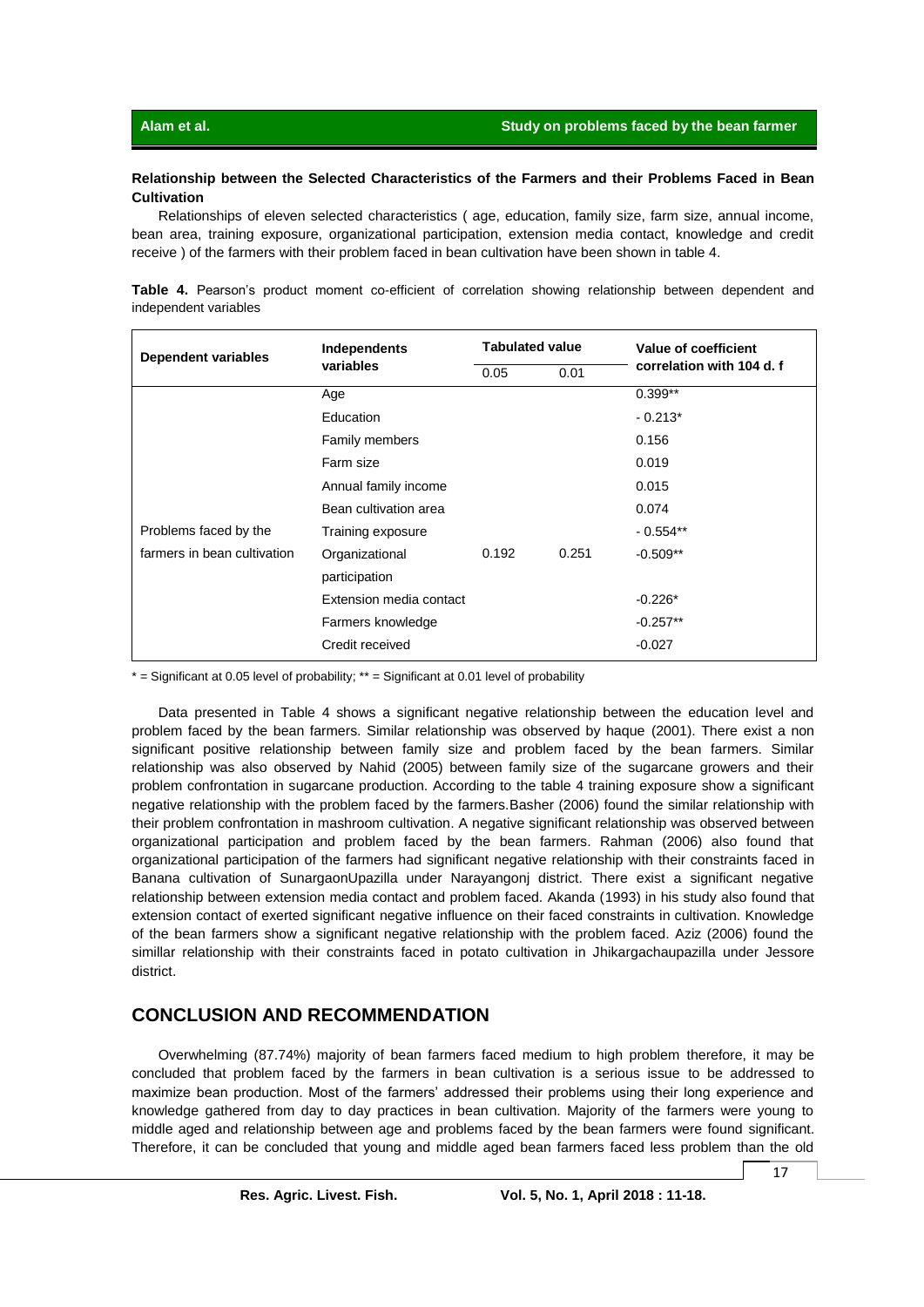**Relationship between the Selected Characteristics of the Farmers and their Problems Faced in Bean Cultivation**

Relationships of eleven selected characteristics ( age, education, family size, farm size, annual income, bean area, training exposure, organizational participation, extension media contact, knowledge and credit receive ) of the farmers with their problem faced in bean cultivation have been shown in table 4.

**Table 4.** Pearson's product moment co-efficient of correlation showing relationship between dependent and independent variables

| Dependent variables | Independents variables | Tabulated value | | Value of coefficient correlation with 104 d. f |
|---|---|---|---|---|
| | | 0.05 | 0.01 | |
| Problems faced by the farmers in bean cultivation | Age | 0.192 | 0.251 | 0.399** |
| | Education | | | - 0.213* |
| | Family members | | | 0.156 |
| | Farm size | | | 0.019 |
| | Annual family income | | | 0.015 |
| | Bean cultivation area | | | 0.074 |
| | Training exposure | | | - 0.554** |
| | Organizational participation | | | -0.509** |
| | Extension media contact | | | -0.226* |
| | Farmers knowledge | | | -0.257** |
| | Credit received | | | -0.027 |

* = Significant at 0.05 level of probability; ** = Significant at 0.01 level of probability

Data presented in Table 4 shows a significant negative relationship between the education level and problem faced by the bean farmers. Similar relationship was observed by haque (2001). There exist a non significant positive relationship between family size and problem faced by the bean farmers. Similar relationship was also observed by Nahid (2005) between family size of the sugarcane growers and their problem confrontation in sugarcane production. According to the table 4 training exposure show a significant negative relationship with the problem faced by the farmers.Basher (2006) found the similar relationship with their problem confrontation in mashroom cultivation. A negative significant relationship was observed between organizational participation and problem faced by the bean farmers. Rahman (2006) also found that organizational participation of the farmers had significant negative relationship with their constraints faced in Banana cultivation of SunargaonUpazilla under Narayangonj district. There exist a significant negative relationship between extension media contact and problem faced. Akanda (1993) in his study also found that extension contact of exerted significant negative influence on their faced constraints in cultivation. Knowledge of the bean farmers show a significant negative relationship with the problem faced. Aziz (2006) found the simillar relationship with their constraints faced in potato cultivation in Jhikargachaupazilla under Jessore district.

## CONCLUSION AND RECOMMENDATION

Overwhelming (87.74%) majority of bean farmers faced medium to high problem therefore, it may be concluded that problem faced by the farmers in bean cultivation is a serious issue to be addressed to maximize bean production. Most of the farmers' addressed their problems using their long experience and knowledge gathered from day to day practices in bean cultivation. Majority of the farmers were young to middle aged and relationship between age and problems faced by the bean farmers were found significant. Therefore, it can be concluded that young and middle aged bean farmers faced less problem than the old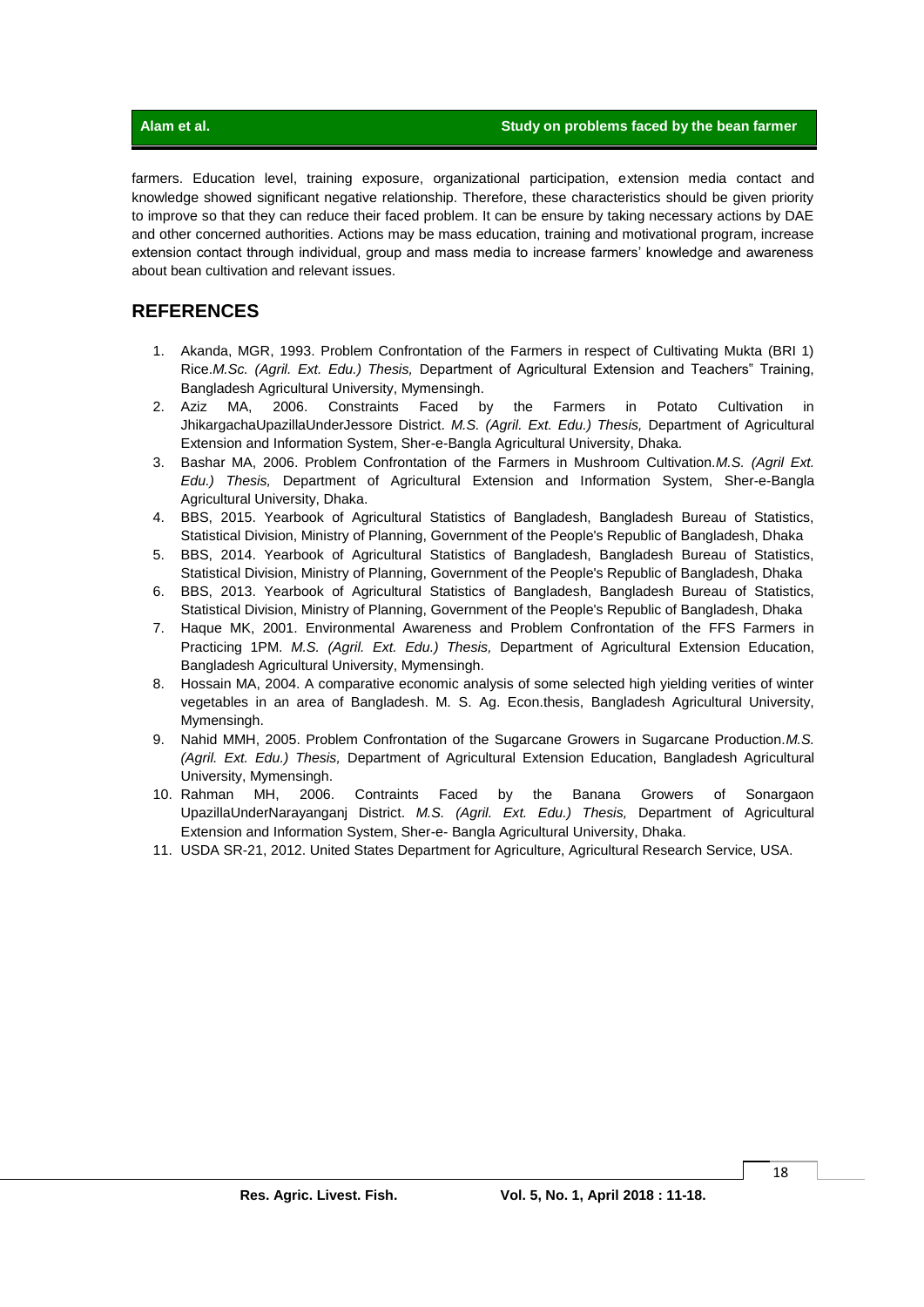farmers. Education level, training exposure, organizational participation, extension media contact and knowledge showed significant negative relationship. Therefore, these characteristics should be given priority to improve so that they can reduce their faced problem. It can be ensure by taking necessary actions by DAE and other concerned authorities. Actions may be mass education, training and motivational program, increase extension contact through individual, group and mass media to increase farmers' knowledge and awareness about bean cultivation and relevant issues.

## REFERENCES

1. Akanda, MGR, 1993. Problem Confrontation of the Farmers in respect of Cultivating Mukta (BRI 1) Rice.*M.Sc. (Agril. Ext. Edu.) Thesis,* Department of Agricultural Extension and Teachers" Training, Bangladesh Agricultural University, Mymensingh.
2. Aziz MA, 2006. Constraints Faced by the Farmers in Potato Cultivation in JhikargachaUpazillaUnderJessore District. *M.S. (Agril. Ext. Edu.) Thesis,* Department of Agricultural Extension and Information System, Sher-e-Bangla Agricultural University, Dhaka.
3. Bashar MA, 2006. Problem Confrontation of the Farmers in Mushroom Cultivation.*M.S. (Agril Ext. Edu.) Thesis,* Department of Agricultural Extension and Information System, Sher-e-Bangla Agricultural University, Dhaka.
4. BBS, 2015. Yearbook of Agricultural Statistics of Bangladesh, Bangladesh Bureau of Statistics, Statistical Division, Ministry of Planning, Government of the People's Republic of Bangladesh, Dhaka
5. BBS, 2014. Yearbook of Agricultural Statistics of Bangladesh, Bangladesh Bureau of Statistics, Statistical Division, Ministry of Planning, Government of the People's Republic of Bangladesh, Dhaka
6. BBS, 2013. Yearbook of Agricultural Statistics of Bangladesh, Bangladesh Bureau of Statistics, Statistical Division, Ministry of Planning, Government of the People's Republic of Bangladesh, Dhaka
7. Haque MK, 2001. Environmental Awareness and Problem Confrontation of the FFS Farmers in Practicing 1PM. *M.S. (Agril. Ext. Edu.) Thesis,* Department of Agricultural Extension Education, Bangladesh Agricultural University, Mymensingh.
8. Hossain MA, 2004. A comparative economic analysis of some selected high yielding verities of winter vegetables in an area of Bangladesh. M. S. Ag. Econ.thesis, Bangladesh Agricultural University, Mymensingh.
9. Nahid MMH, 2005. Problem Confrontation of the Sugarcane Growers in Sugarcane Production.*M.S. (Agril. Ext. Edu.) Thesis,* Department of Agricultural Extension Education, Bangladesh Agricultural University, Mymensingh.
10. Rahman MH, 2006. Contraints Faced by the Banana Growers of Sonargaon UpazillaUnderNarayanganj District. *M.S. (Agril. Ext. Edu.) Thesis,* Department of Agricultural Extension and Information System, Sher-e- Bangla Agricultural University, Dhaka.
11. USDA SR-21, 2012. United States Department for Agriculture, Agricultural Research Service, USA.